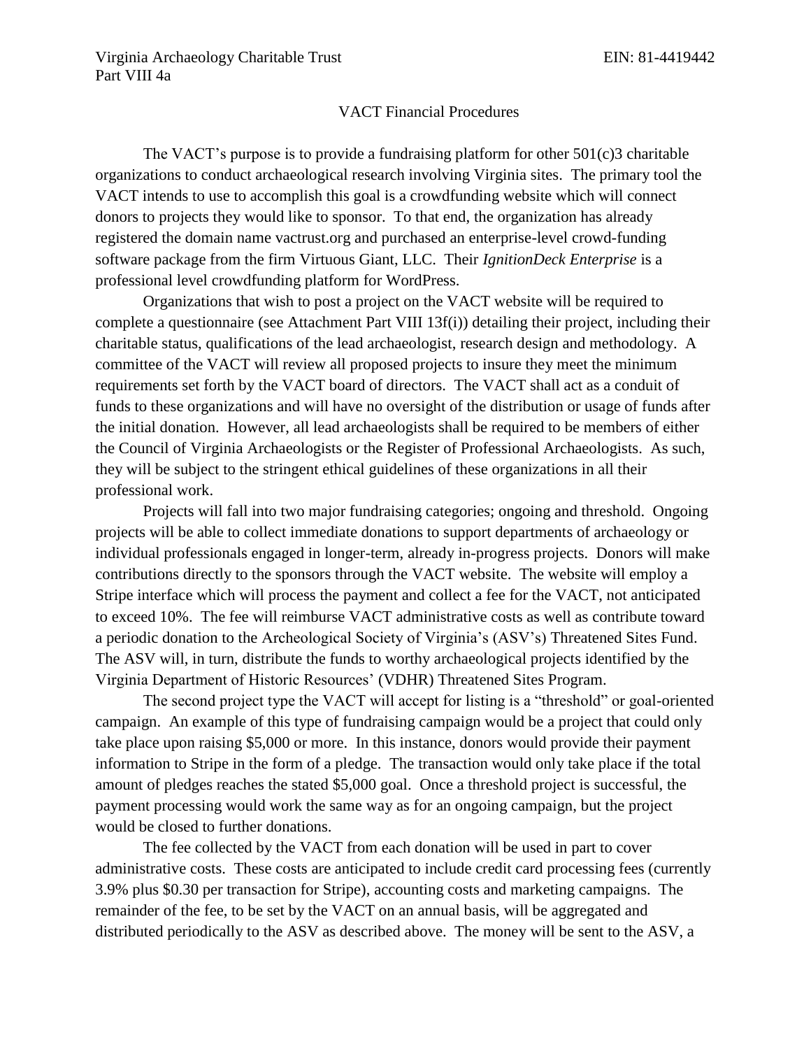Virginia Archaeology Charitable Trust EIN: 81-4419442
Part VIII 4a

## VACT Financial Procedures

The VACT's purpose is to provide a fundraising platform for other 501(c)3 charitable organizations to conduct archaeological research involving Virginia sites. The primary tool the VACT intends to use to accomplish this goal is a crowdfunding website which will connect donors to projects they would like to sponsor. To that end, the organization has already registered the domain name vactrust.org and purchased an enterprise-level crowd-funding software package from the firm Virtuous Giant, LLC. Their *IgnitionDeck Enterprise* is a professional level crowdfunding platform for WordPress.

Organizations that wish to post a project on the VACT website will be required to complete a questionnaire (see Attachment Part VIII 13f(i)) detailing their project, including their charitable status, qualifications of the lead archaeologist, research design and methodology. A committee of the VACT will review all proposed projects to insure they meet the minimum requirements set forth by the VACT board of directors. The VACT shall act as a conduit of funds to these organizations and will have no oversight of the distribution or usage of funds after the initial donation. However, all lead archaeologists shall be required to be members of either the Council of Virginia Archaeologists or the Register of Professional Archaeologists. As such, they will be subject to the stringent ethical guidelines of these organizations in all their professional work.

Projects will fall into two major fundraising categories; ongoing and threshold. Ongoing projects will be able to collect immediate donations to support departments of archaeology or individual professionals engaged in longer-term, already in-progress projects. Donors will make contributions directly to the sponsors through the VACT website. The website will employ a Stripe interface which will process the payment and collect a fee for the VACT, not anticipated to exceed 10%. The fee will reimburse VACT administrative costs as well as contribute toward a periodic donation to the Archeological Society of Virginia's (ASV's) Threatened Sites Fund. The ASV will, in turn, distribute the funds to worthy archaeological projects identified by the Virginia Department of Historic Resources' (VDHR) Threatened Sites Program.

The second project type the VACT will accept for listing is a "threshold" or goal-oriented campaign. An example of this type of fundraising campaign would be a project that could only take place upon raising $5,000 or more. In this instance, donors would provide their payment information to Stripe in the form of a pledge. The transaction would only take place if the total amount of pledges reaches the stated $5,000 goal. Once a threshold project is successful, the payment processing would work the same way as for an ongoing campaign, but the project would be closed to further donations.

The fee collected by the VACT from each donation will be used in part to cover administrative costs. These costs are anticipated to include credit card processing fees (currently 3.9% plus $0.30 per transaction for Stripe), accounting costs and marketing campaigns. The remainder of the fee, to be set by the VACT on an annual basis, will be aggregated and distributed periodically to the ASV as described above. The money will be sent to the ASV, a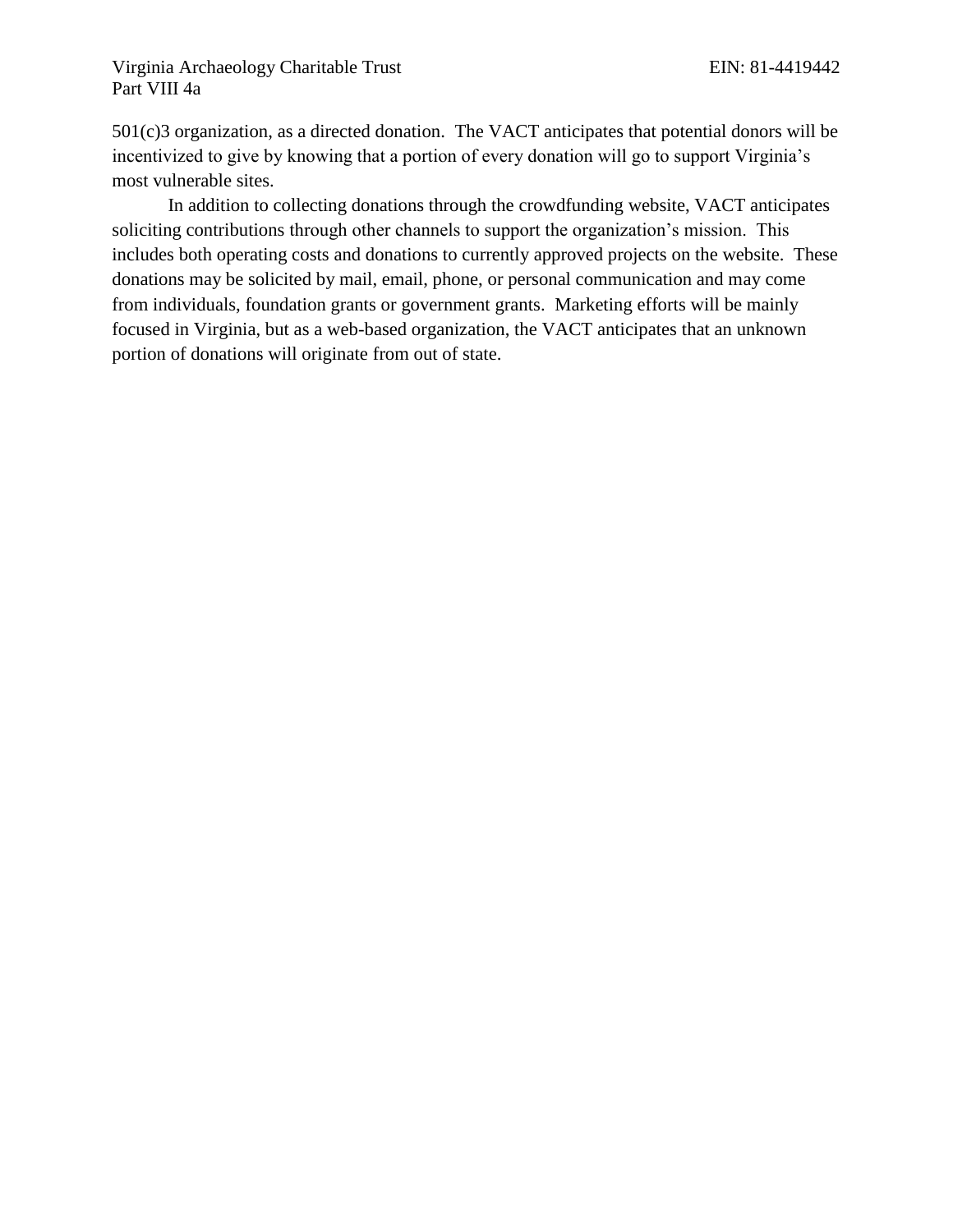501(c)3 organization, as a directed donation. The VACT anticipates that potential donors will be incentivized to give by knowing that a portion of every donation will go to support Virginia's most vulnerable sites.

In addition to collecting donations through the crowdfunding website, VACT anticipates soliciting contributions through other channels to support the organization's mission. This includes both operating costs and donations to currently approved projects on the website. These donations may be solicited by mail, email, phone, or personal communication and may come from individuals, foundation grants or government grants. Marketing efforts will be mainly focused in Virginia, but as a web-based organization, the VACT anticipates that an unknown portion of donations will originate from out of state.